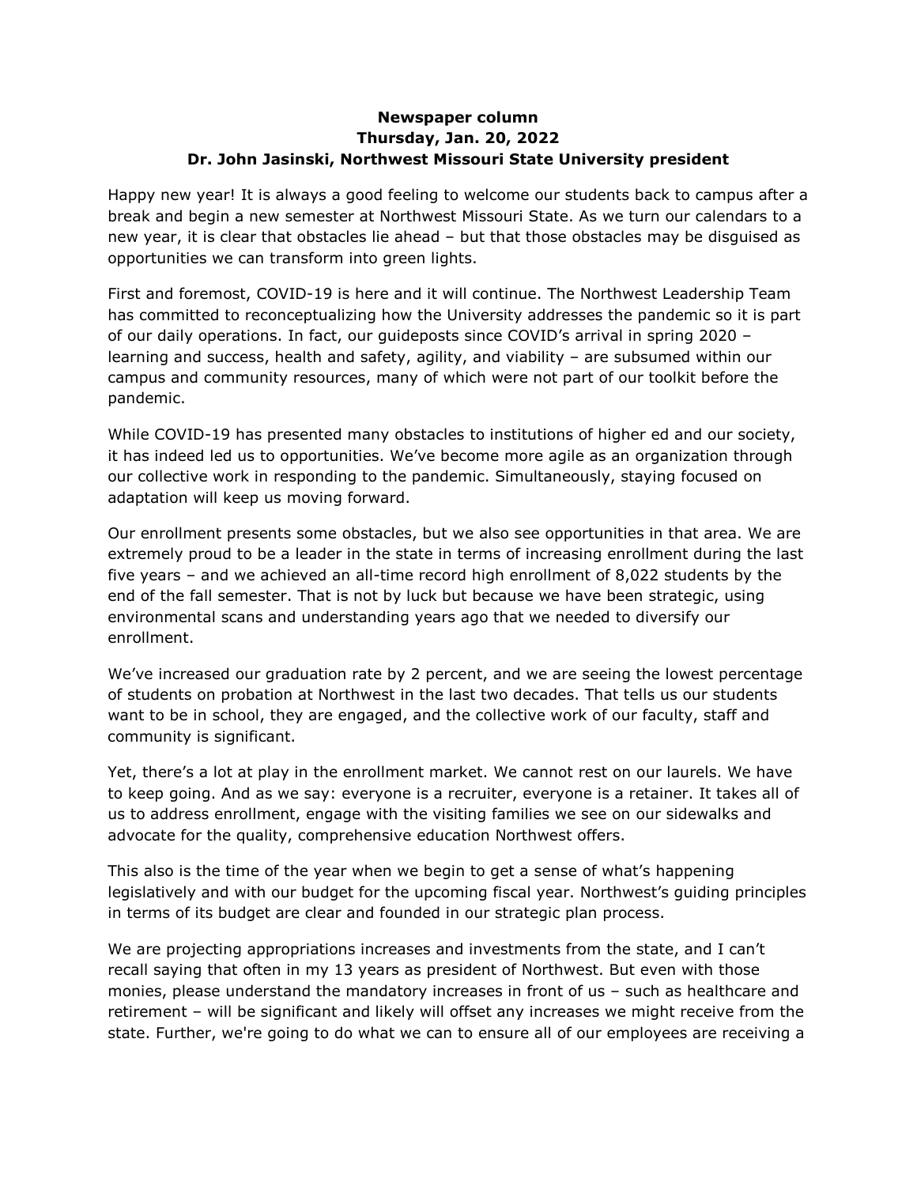**Newspaper column**
**Thursday, Jan. 20, 2022**
**Dr. John Jasinski, Northwest Missouri State University president**

Happy new year! It is always a good feeling to welcome our students back to campus after a break and begin a new semester at Northwest Missouri State. As we turn our calendars to a new year, it is clear that obstacles lie ahead – but that those obstacles may be disguised as opportunities we can transform into green lights.

First and foremost, COVID-19 is here and it will continue. The Northwest Leadership Team has committed to reconceptualizing how the University addresses the pandemic so it is part of our daily operations. In fact, our guideposts since COVID's arrival in spring 2020 – learning and success, health and safety, agility, and viability – are subsumed within our campus and community resources, many of which were not part of our toolkit before the pandemic.

While COVID-19 has presented many obstacles to institutions of higher ed and our society, it has indeed led us to opportunities. We've become more agile as an organization through our collective work in responding to the pandemic. Simultaneously, staying focused on adaptation will keep us moving forward.

Our enrollment presents some obstacles, but we also see opportunities in that area. We are extremely proud to be a leader in the state in terms of increasing enrollment during the last five years – and we achieved an all-time record high enrollment of 8,022 students by the end of the fall semester. That is not by luck but because we have been strategic, using environmental scans and understanding years ago that we needed to diversify our enrollment.

We've increased our graduation rate by 2 percent, and we are seeing the lowest percentage of students on probation at Northwest in the last two decades. That tells us our students want to be in school, they are engaged, and the collective work of our faculty, staff and community is significant.

Yet, there's a lot at play in the enrollment market. We cannot rest on our laurels. We have to keep going. And as we say: everyone is a recruiter, everyone is a retainer. It takes all of us to address enrollment, engage with the visiting families we see on our sidewalks and advocate for the quality, comprehensive education Northwest offers.

This also is the time of the year when we begin to get a sense of what's happening legislatively and with our budget for the upcoming fiscal year. Northwest's guiding principles in terms of its budget are clear and founded in our strategic plan process.

We are projecting appropriations increases and investments from the state, and I can't recall saying that often in my 13 years as president of Northwest. But even with those monies, please understand the mandatory increases in front of us – such as healthcare and retirement – will be significant and likely will offset any increases we might receive from the state. Further, we're going to do what we can to ensure all of our employees are receiving a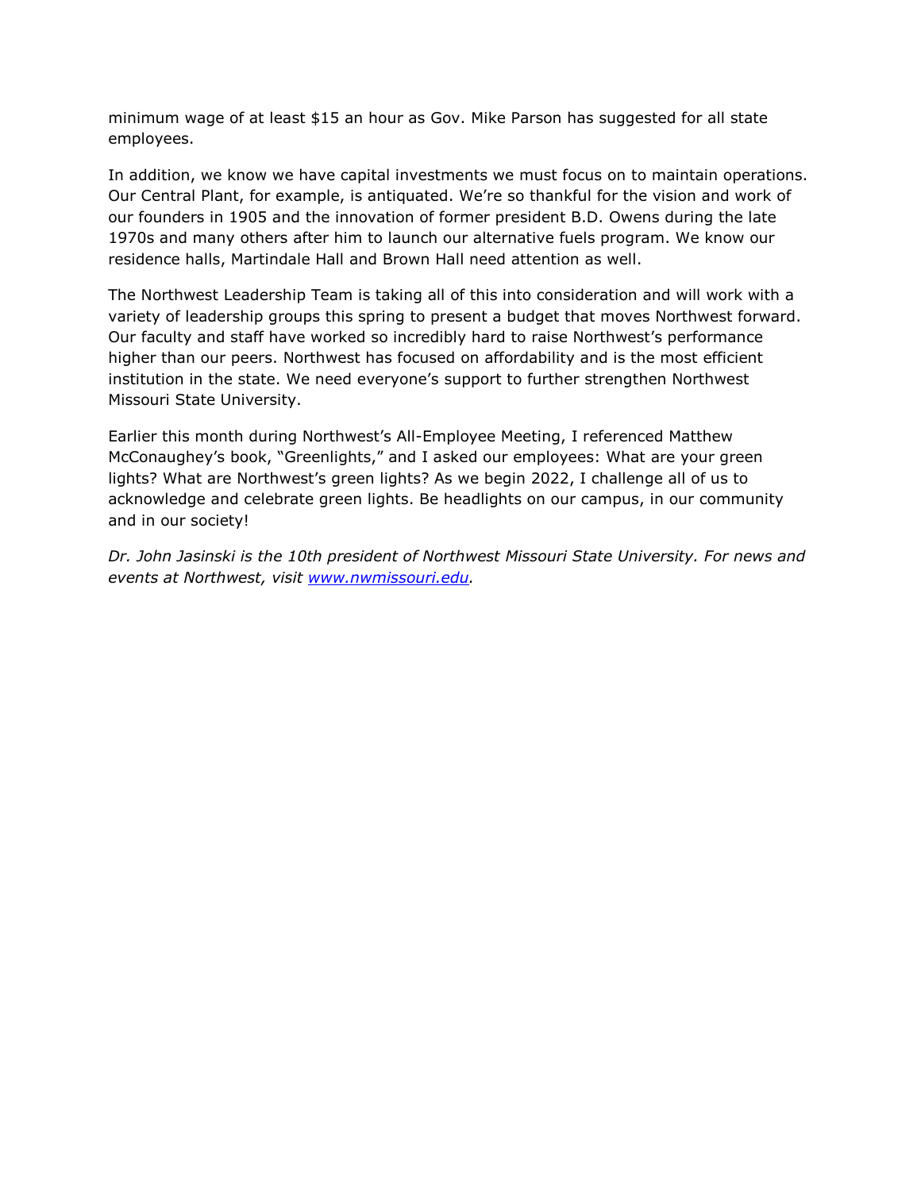minimum wage of at least $15 an hour as Gov. Mike Parson has suggested for all state employees.

In addition, we know we have capital investments we must focus on to maintain operations. Our Central Plant, for example, is antiquated. We're so thankful for the vision and work of our founders in 1905 and the innovation of former president B.D. Owens during the late 1970s and many others after him to launch our alternative fuels program. We know our residence halls, Martindale Hall and Brown Hall need attention as well.

The Northwest Leadership Team is taking all of this into consideration and will work with a variety of leadership groups this spring to present a budget that moves Northwest forward. Our faculty and staff have worked so incredibly hard to raise Northwest's performance higher than our peers. Northwest has focused on affordability and is the most efficient institution in the state. We need everyone's support to further strengthen Northwest Missouri State University.

Earlier this month during Northwest's All-Employee Meeting, I referenced Matthew McConaughey's book, "Greenlights," and I asked our employees: What are your green lights? What are Northwest's green lights? As we begin 2022, I challenge all of us to acknowledge and celebrate green lights. Be headlights on our campus, in our community and in our society!

*Dr. John Jasinski is the 10th president of Northwest Missouri State University. For news and events at Northwest, visit [www.nwmissouri.edu](http://www.nwmissouri.edu).*